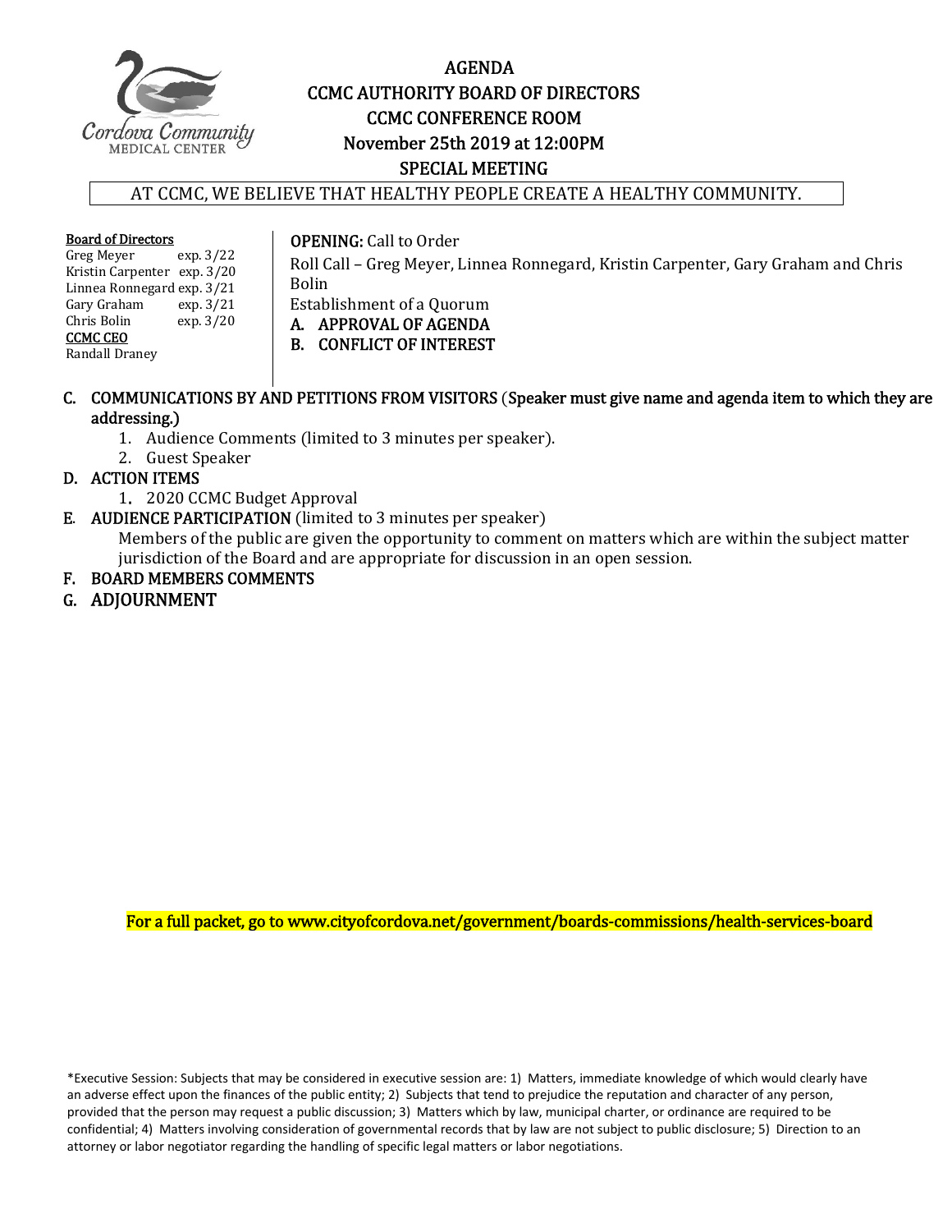# AGENDA
## CCMC AUTHORITY BOARD OF DIRECTORS
## CCMC CONFERENCE ROOM
## November 25th 2019 at 12:00PM
## SPECIAL MEETING

AT CCMC, WE BELIEVE THAT HEALTHY PEOPLE CREATE A HEALTHY COMMUNITY.

**Board of Directors**

| | |
|---|---|
| Greg Meyer | exp. 3/22 |
| Kristin Carpenter | exp. 3/20 |
| Linnea Ronnegard | exp. 3/21 |
| Gary Graham | exp. 3/21 |
| Chris Bolin | exp. 3/20 |

**CCMC CEO**

Randall Draney

**OPENING:** Call to Order

Roll Call – Greg Meyer, Linnea Ronnegard, Kristin Carpenter, Gary Graham and Chris Bolin

Establishment of a Quorum

A. **APPROVAL OF AGENDA**

B. **CONFLICT OF INTEREST**

C. **COMMUNICATIONS BY AND PETITIONS FROM VISITORS** (**Speaker must give name and agenda item to which they are addressing.)**
   1. Audience Comments (limited to 3 minutes per speaker).
   2. Guest Speaker

D. **ACTION ITEMS**
   1. 2020 CCMC Budget Approval

E. **AUDIENCE PARTICIPATION** (limited to 3 minutes per speaker)
   Members of the public are given the opportunity to comment on matters which are within the subject matter jurisdiction of the Board and are appropriate for discussion in an open session.

F. **BOARD MEMBERS COMMENTS**

G. **ADJOURNMENT**

For a full packet, go to www.cityofcordova.net/government/boards-commissions/health-services-board

*Executive Session: Subjects that may be considered in executive session are: 1) Matters, immediate knowledge of which would clearly have an adverse effect upon the finances of the public entity; 2) Subjects that tend to prejudice the reputation and character of any person, provided that the person may request a public discussion; 3) Matters which by law, municipal charter, or ordinance are required to be confidential; 4) Matters involving consideration of governmental records that by law are not subject to public disclosure; 5) Direction to an attorney or labor negotiator regarding the handling of specific legal matters or labor negotiations.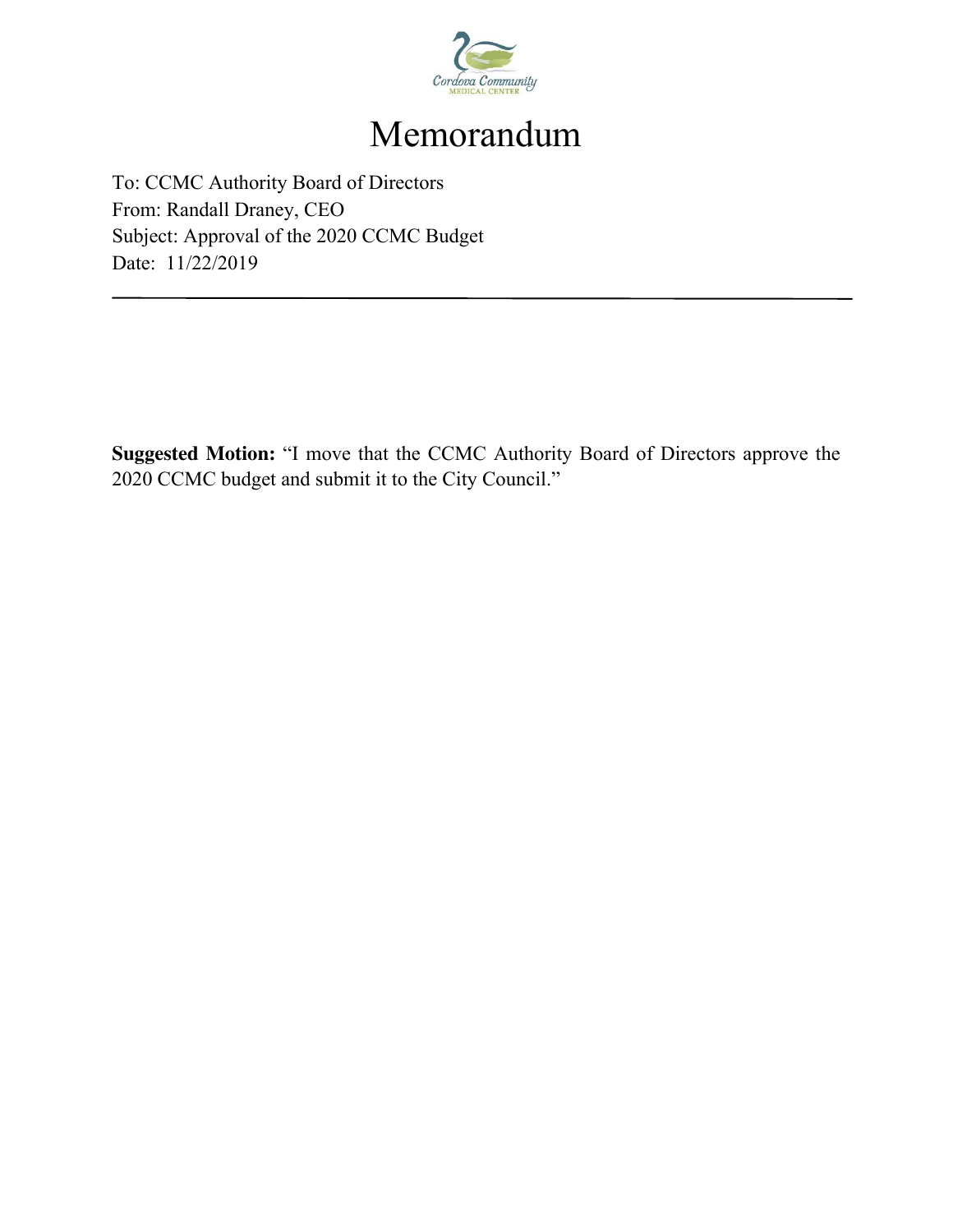# Memorandum

To: CCMC Authority Board of Directors
From: Randall Draney, CEO
Subject: Approval of the 2020 CCMC Budget
Date: 11/22/2019

---

**Suggested Motion:** "I move that the CCMC Authority Board of Directors approve the 2020 CCMC budget and submit it to the City Council."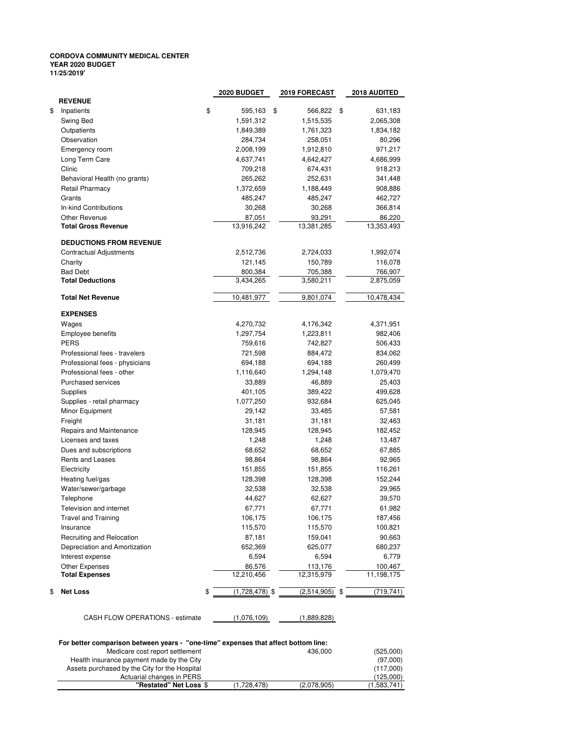**CORDOVA COMMUNITY MEDICAL CENTER**
**YEAR 2020 BUDGET**
**11/25/2019'**

| | 2020 BUDGET | 2019 FORECAST | 2018 AUDITED |
|---|---|---|---|
| **REVENUE** | | | |
| $ Inpatients | $ 595,163 | $ 566,822 | $ 631,183 |
| Swing Bed | 1,591,312 | 1,515,535 | 2,065,308 |
| Outpatients | 1,849,389 | 1,761,323 | 1,834,182 |
| Observation | 284,734 | 258,051 | 80,296 |
| Emergency room | 2,008,199 | 1,912,810 | 971,217 |
| Long Term Care | 4,637,741 | 4,642,427 | 4,686,999 |
| Clinic | 709,218 | 674,431 | 918,213 |
| Behavioral Health (no grants) | 265,262 | 252,631 | 341,448 |
| Retail Pharmacy | 1,372,659 | 1,188,449 | 908,886 |
| Grants | 485,247 | 485,247 | 462,727 |
| In-kind Contributions | 30,268 | 30,268 | 366,814 |
| Other Revenue | 87,051 | 93,291 | 86,220 |
| **Total Gross Revenue** | 13,916,242 | 13,381,285 | 13,353,493 |
| **DEDUCTIONS FROM REVENUE** | | | |
| Contractual Adjustments | 2,512,736 | 2,724,033 | 1,992,074 |
| Charity | 121,145 | 150,789 | 116,078 |
| Bad Debt | 800,384 | 705,388 | 766,907 |
| **Total Deductions** | 3,434,265 | 3,580,211 | 2,875,059 |
| **Total Net Revenue** | 10,481,977 | 9,801,074 | 10,478,434 |
| **EXPENSES** | | | |
| Wages | 4,270,732 | 4,176,342 | 4,371,951 |
| Employee benefits | 1,297,754 | 1,223,811 | 982,406 |
| PERS | 759,616 | 742,827 | 506,433 |
| Professional fees - travelers | 721,598 | 884,472 | 834,062 |
| Professional fees - physicians | 694,188 | 694,188 | 260,499 |
| Professional fees - other | 1,116,640 | 1,294,148 | 1,079,470 |
| Purchased services | 33,889 | 46,889 | 25,403 |
| Supplies | 401,105 | 389,422 | 499,628 |
| Supplies - retail pharmacy | 1,077,250 | 932,684 | 625,045 |
| Minor Equipment | 29,142 | 33,485 | 57,581 |
| Freight | 31,181 | 31,181 | 32,463 |
| Repairs and Maintenance | 128,945 | 128,945 | 182,452 |
| Licenses and taxes | 1,248 | 1,248 | 13,487 |
| Dues and subscriptions | 68,652 | 68,652 | 67,885 |
| Rents and Leases | 98,864 | 98,864 | 92,965 |
| Electricity | 151,855 | 151,855 | 116,261 |
| Heating fuel/gas | 128,398 | 128,398 | 152,244 |
| Water/sewer/garbage | 32,538 | 32,538 | 29,965 |
| Telephone | 44,627 | 62,627 | 39,570 |
| Television and internet | 67,771 | 67,771 | 61,982 |
| Travel and Training | 106,175 | 106,175 | 187,456 |
| Insurance | 115,570 | 115,570 | 100,821 |
| Recruiting and Relocation | 87,181 | 159,041 | 90,663 |
| Depreciation and Amortization | 652,369 | 625,077 | 680,237 |
| Interest expense | 6,594 | 6,594 | 6,779 |
| Other Expenses | 86,576 | 113,176 | 100,467 |
| **Total Expenses** | 12,210,456 | 12,315,979 | 11,198,175 |
| $ **Net Loss** | $ (1,728,478) | $ (2,514,905) | $ (719,741) |
| CASH FLOW OPERATIONS - estimate | (1,076,109) | (1,889,828) | |

**For better comparison between years - "one-time" expenses that affect bottom line:**

| | 2020 BUDGET | 2019 FORECAST | 2018 AUDITED |
|---|---|---|---|
| Medicare cost report settlement | | 436,000 | (525,000) |
| Health insurance payment made by the City | | | (97,000) |
| Assets purchased by the City for the Hospital | | | (117,000) |
| Actuarial changes in PERS | | | (125,000) |
| **"Restated" Net Loss** $ | (1,728,478) | (2,078,905) | (1,583,741) |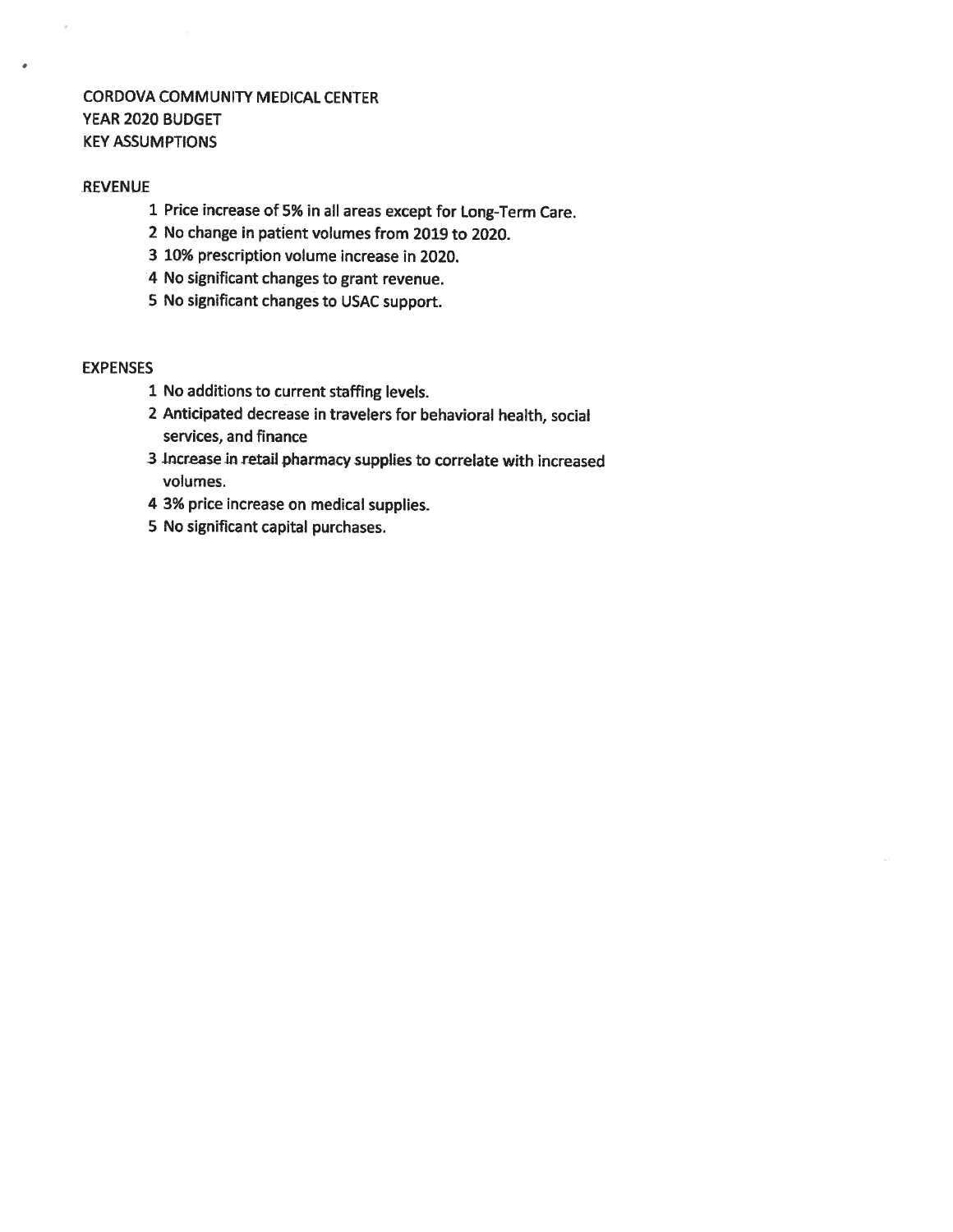CORDOVA COMMUNITY MEDICAL CENTER
YEAR 2020 BUDGET
KEY ASSUMPTIONS

REVENUE

1. Price increase of 5% in all areas except for Long-Term Care.
2. No change in patient volumes from 2019 to 2020.
3. 10% prescription volume increase in 2020.
4. No significant changes to grant revenue.
5. No significant changes to USAC support.

EXPENSES

1. No additions to current staffing levels.
2. Anticipated decrease in travelers for behavioral health, social services, and finance
3. Increase in retail pharmacy supplies to correlate with increased volumes.
4. 3% price increase on medical supplies.
5. No significant capital purchases.